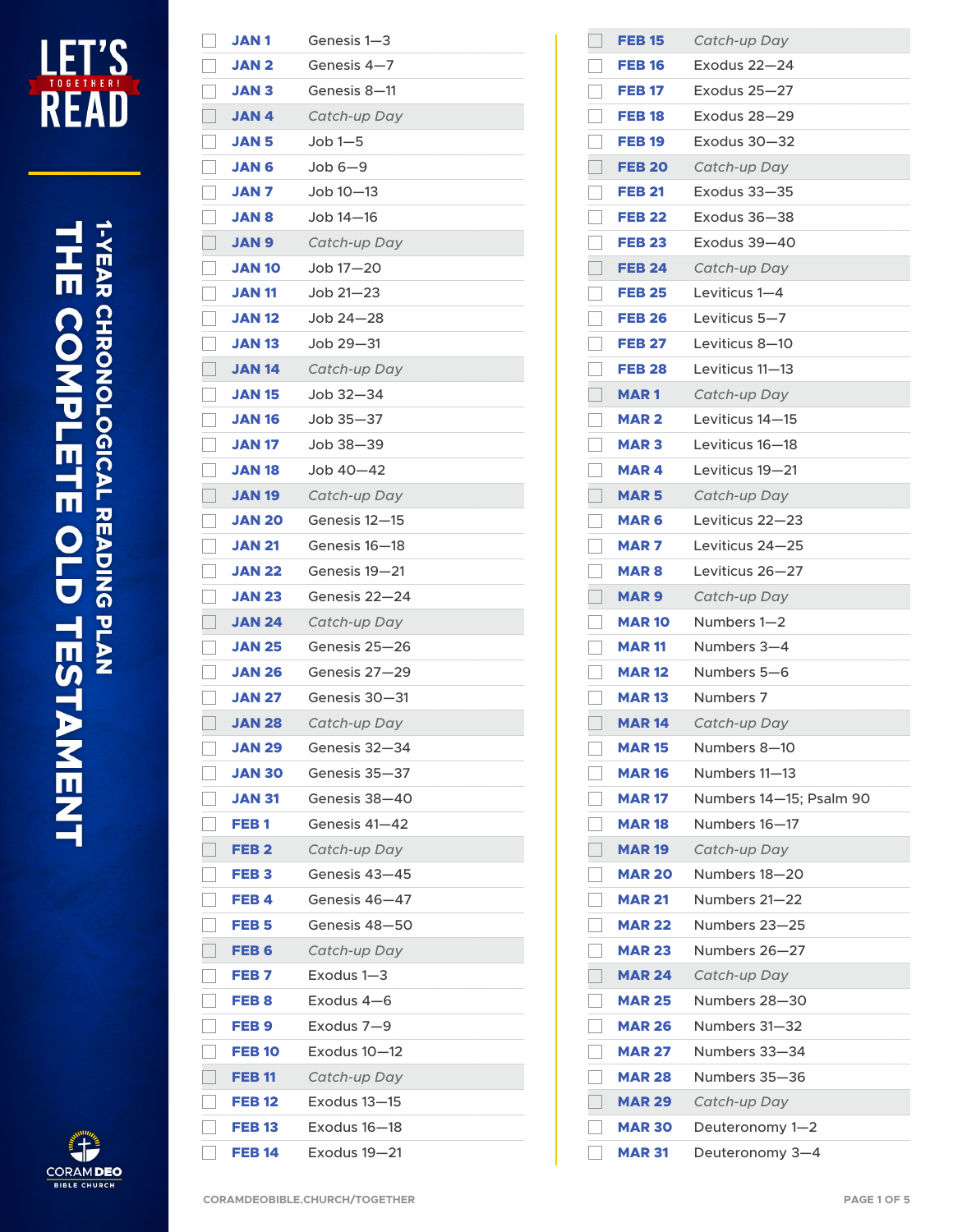# LET'S TOGETHER! READ

## THE COMPLETE OLD TESTAMENT

### 1-YEAR CHRONOLOGICAL READING PLAN

| | Date | Reading |
|---|---|---|
| ☐ | **JAN 1** | Genesis 1—3 |
| ☐ | **JAN 2** | Genesis 4—7 |
| ☐ | **JAN 3** | Genesis 8—11 |
| ☐ | **JAN 4** | *Catch-up Day* |
| ☐ | **JAN 5** | Job 1—5 |
| ☐ | **JAN 6** | Job 6—9 |
| ☐ | **JAN 7** | Job 10—13 |
| ☐ | **JAN 8** | Job 14—16 |
| ☐ | **JAN 9** | *Catch-up Day* |
| ☐ | **JAN 10** | Job 17—20 |
| ☐ | **JAN 11** | Job 21—23 |
| ☐ | **JAN 12** | Job 24—28 |
| ☐ | **JAN 13** | Job 29—31 |
| ☐ | **JAN 14** | *Catch-up Day* |
| ☐ | **JAN 15** | Job 32—34 |
| ☐ | **JAN 16** | Job 35—37 |
| ☐ | **JAN 17** | Job 38—39 |
| ☐ | **JAN 18** | Job 40—42 |
| ☐ | **JAN 19** | *Catch-up Day* |
| ☐ | **JAN 20** | Genesis 12—15 |
| ☐ | **JAN 21** | Genesis 16—18 |
| ☐ | **JAN 22** | Genesis 19—21 |
| ☐ | **JAN 23** | Genesis 22—24 |
| ☐ | **JAN 24** | *Catch-up Day* |
| ☐ | **JAN 25** | Genesis 25—26 |
| ☐ | **JAN 26** | Genesis 27—29 |
| ☐ | **JAN 27** | Genesis 30—31 |
| ☐ | **JAN 28** | *Catch-up Day* |
| ☐ | **JAN 29** | Genesis 32—34 |
| ☐ | **JAN 30** | Genesis 35—37 |
| ☐ | **JAN 31** | Genesis 38—40 |
| ☐ | **FEB 1** | Genesis 41—42 |
| ☐ | **FEB 2** | *Catch-up Day* |
| ☐ | **FEB 3** | Genesis 43—45 |
| ☐ | **FEB 4** | Genesis 46—47 |
| ☐ | **FEB 5** | Genesis 48—50 |
| ☐ | **FEB 6** | *Catch-up Day* |
| ☐ | **FEB 7** | Exodus 1—3 |
| ☐ | **FEB 8** | Exodus 4—6 |
| ☐ | **FEB 9** | Exodus 7—9 |
| ☐ | **FEB 10** | Exodus 10—12 |
| ☐ | **FEB 11** | *Catch-up Day* |
| ☐ | **FEB 12** | Exodus 13—15 |
| ☐ | **FEB 13** | Exodus 16—18 |
| ☐ | **FEB 14** | Exodus 19—21 |
| ☐ | **FEB 15** | *Catch-up Day* |
| ☐ | **FEB 16** | Exodus 22—24 |
| ☐ | **FEB 17** | Exodus 25—27 |
| ☐ | **FEB 18** | Exodus 28—29 |
| ☐ | **FEB 19** | Exodus 30—32 |
| ☐ | **FEB 20** | *Catch-up Day* |
| ☐ | **FEB 21** | Exodus 33—35 |
| ☐ | **FEB 22** | Exodus 36—38 |
| ☐ | **FEB 23** | Exodus 39—40 |
| ☐ | **FEB 24** | *Catch-up Day* |
| ☐ | **FEB 25** | Leviticus 1—4 |
| ☐ | **FEB 26** | Leviticus 5—7 |
| ☐ | **FEB 27** | Leviticus 8—10 |
| ☐ | **FEB 28** | Leviticus 11—13 |
| ☐ | **MAR 1** | *Catch-up Day* |
| ☐ | **MAR 2** | Leviticus 14—15 |
| ☐ | **MAR 3** | Leviticus 16—18 |
| ☐ | **MAR 4** | Leviticus 19—21 |
| ☐ | **MAR 5** | *Catch-up Day* |
| ☐ | **MAR 6** | Leviticus 22—23 |
| ☐ | **MAR 7** | Leviticus 24—25 |
| ☐ | **MAR 8** | Leviticus 26—27 |
| ☐ | **MAR 9** | *Catch-up Day* |
| ☐ | **MAR 10** | Numbers 1—2 |
| ☐ | **MAR 11** | Numbers 3—4 |
| ☐ | **MAR 12** | Numbers 5—6 |
| ☐ | **MAR 13** | Numbers 7 |
| ☐ | **MAR 14** | *Catch-up Day* |
| ☐ | **MAR 15** | Numbers 8—10 |
| ☐ | **MAR 16** | Numbers 11—13 |
| ☐ | **MAR 17** | Numbers 14—15; Psalm 90 |
| ☐ | **MAR 18** | Numbers 16—17 |
| ☐ | **MAR 19** | *Catch-up Day* |
| ☐ | **MAR 20** | Numbers 18—20 |
| ☐ | **MAR 21** | Numbers 21—22 |
| ☐ | **MAR 22** | Numbers 23—25 |
| ☐ | **MAR 23** | Numbers 26—27 |
| ☐ | **MAR 24** | *Catch-up Day* |
| ☐ | **MAR 25** | Numbers 28—30 |
| ☐ | **MAR 26** | Numbers 31—32 |
| ☐ | **MAR 27** | Numbers 33—34 |
| ☐ | **MAR 28** | Numbers 35—36 |
| ☐ | **MAR 29** | *Catch-up Day* |
| ☐ | **MAR 30** | Deuteronomy 1—2 |
| ☐ | **MAR 31** | Deuteronomy 3—4 |

CORAM DEO BIBLE CHURCH

CORAMDEOBIBLE.CHURCH/TOGETHER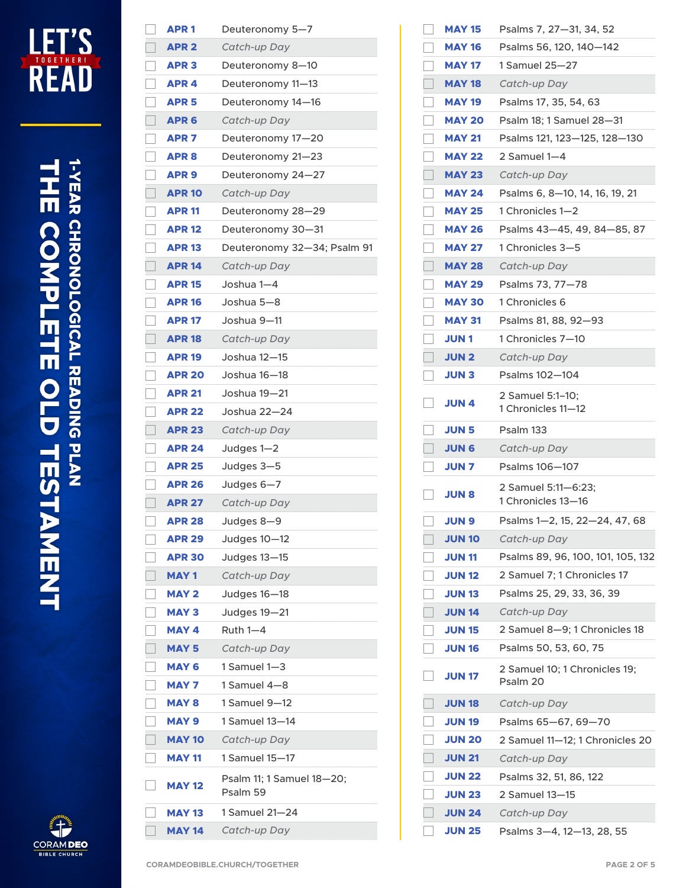# LET'S TOGETHER! READ

## THE COMPLETE OLD TESTAMENT

### 1-YEAR CHRONOLOGICAL READING PLAN

| ☐ | Date | Reading |
|---|---|---|
| ☐ | APR 1 | Deuteronomy 5—7 |
| ☐ | APR 2 | *Catch-up Day* |
| ☐ | APR 3 | Deuteronomy 8—10 |
| ☐ | APR 4 | Deuteronomy 11—13 |
| ☐ | APR 5 | Deuteronomy 14—16 |
| ☐ | APR 6 | *Catch-up Day* |
| ☐ | APR 7 | Deuteronomy 17—20 |
| ☐ | APR 8 | Deuteronomy 21—23 |
| ☐ | APR 9 | Deuteronomy 24—27 |
| ☐ | APR 10 | *Catch-up Day* |
| ☐ | APR 11 | Deuteronomy 28—29 |
| ☐ | APR 12 | Deuteronomy 30—31 |
| ☐ | APR 13 | Deuteronomy 32—34; Psalm 91 |
| ☐ | APR 14 | *Catch-up Day* |
| ☐ | APR 15 | Joshua 1—4 |
| ☐ | APR 16 | Joshua 5—8 |
| ☐ | APR 17 | Joshua 9—11 |
| ☐ | APR 18 | *Catch-up Day* |
| ☐ | APR 19 | Joshua 12—15 |
| ☐ | APR 20 | Joshua 16—18 |
| ☐ | APR 21 | Joshua 19—21 |
| ☐ | APR 22 | Joshua 22—24 |
| ☐ | APR 23 | *Catch-up Day* |
| ☐ | APR 24 | Judges 1—2 |
| ☐ | APR 25 | Judges 3—5 |
| ☐ | APR 26 | Judges 6—7 |
| ☐ | APR 27 | *Catch-up Day* |
| ☐ | APR 28 | Judges 8—9 |
| ☐ | APR 29 | Judges 10—12 |
| ☐ | APR 30 | Judges 13—15 |
| ☐ | MAY 1 | *Catch-up Day* |
| ☐ | MAY 2 | Judges 16—18 |
| ☐ | MAY 3 | Judges 19—21 |
| ☐ | MAY 4 | Ruth 1—4 |
| ☐ | MAY 5 | *Catch-up Day* |
| ☐ | MAY 6 | 1 Samuel 1—3 |
| ☐ | MAY 7 | 1 Samuel 4—8 |
| ☐ | MAY 8 | 1 Samuel 9—12 |
| ☐ | MAY 9 | 1 Samuel 13—14 |
| ☐ | MAY 10 | *Catch-up Day* |
| ☐ | MAY 11 | 1 Samuel 15—17 |
| ☐ | MAY 12 | Psalm 11; 1 Samuel 18—20; Psalm 59 |
| ☐ | MAY 13 | 1 Samuel 21—24 |
| ☐ | MAY 14 | *Catch-up Day* |
| ☐ | MAY 15 | Psalms 7, 27—31, 34, 52 |
| ☐ | MAY 16 | Psalms 56, 120, 140—142 |
| ☐ | MAY 17 | 1 Samuel 25—27 |
| ☐ | MAY 18 | *Catch-up Day* |
| ☐ | MAY 19 | Psalms 17, 35, 54, 63 |
| ☐ | MAY 20 | Psalm 18; 1 Samuel 28—31 |
| ☐ | MAY 21 | Psalms 121, 123—125, 128—130 |
| ☐ | MAY 22 | 2 Samuel 1—4 |
| ☐ | MAY 23 | *Catch-up Day* |
| ☐ | MAY 24 | Psalms 6, 8—10, 14, 16, 19, 21 |
| ☐ | MAY 25 | 1 Chronicles 1—2 |
| ☐ | MAY 26 | Psalms 43—45, 49, 84—85, 87 |
| ☐ | MAY 27 | 1 Chronicles 3—5 |
| ☐ | MAY 28 | *Catch-up Day* |
| ☐ | MAY 29 | Psalms 73, 77—78 |
| ☐ | MAY 30 | 1 Chronicles 6 |
| ☐ | MAY 31 | Psalms 81, 88, 92—93 |
| ☐ | JUN 1 | 1 Chronicles 7—10 |
| ☐ | JUN 2 | *Catch-up Day* |
| ☐ | JUN 3 | Psalms 102—104 |
| ☐ | JUN 4 | 2 Samuel 5:1—10; 1 Chronicles 11—12 |
| ☐ | JUN 5 | Psalm 133 |
| ☐ | JUN 6 | *Catch-up Day* |
| ☐ | JUN 7 | Psalms 106—107 |
| ☐ | JUN 8 | 2 Samuel 5:11—6:23; 1 Chronicles 13—16 |
| ☐ | JUN 9 | Psalms 1—2, 15, 22—24, 47, 68 |
| ☐ | JUN 10 | *Catch-up Day* |
| ☐ | JUN 11 | Psalms 89, 96, 100, 101, 105, 132 |
| ☐ | JUN 12 | 2 Samuel 7; 1 Chronicles 17 |
| ☐ | JUN 13 | Psalms 25, 29, 33, 36, 39 |
| ☐ | JUN 14 | *Catch-up Day* |
| ☐ | JUN 15 | 2 Samuel 8—9; 1 Chronicles 18 |
| ☐ | JUN 16 | Psalms 50, 53, 60, 75 |
| ☐ | JUN 17 | 2 Samuel 10; 1 Chronicles 19; Psalm 20 |
| ☐ | JUN 18 | *Catch-up Day* |
| ☐ | JUN 19 | Psalms 65—67, 69—70 |
| ☐ | JUN 20 | 2 Samuel 11—12; 1 Chronicles 20 |
| ☐ | JUN 21 | *Catch-up Day* |
| ☐ | JUN 22 | Psalms 32, 51, 86, 122 |
| ☐ | JUN 23 | 2 Samuel 13—15 |
| ☐ | JUN 24 | *Catch-up Day* |
| ☐ | JUN 25 | Psalms 3—4, 12—13, 28, 55 |

CORAM DEO BIBLE CHURCH

CORAMDEOBIBLE.CHURCH/TOGETHER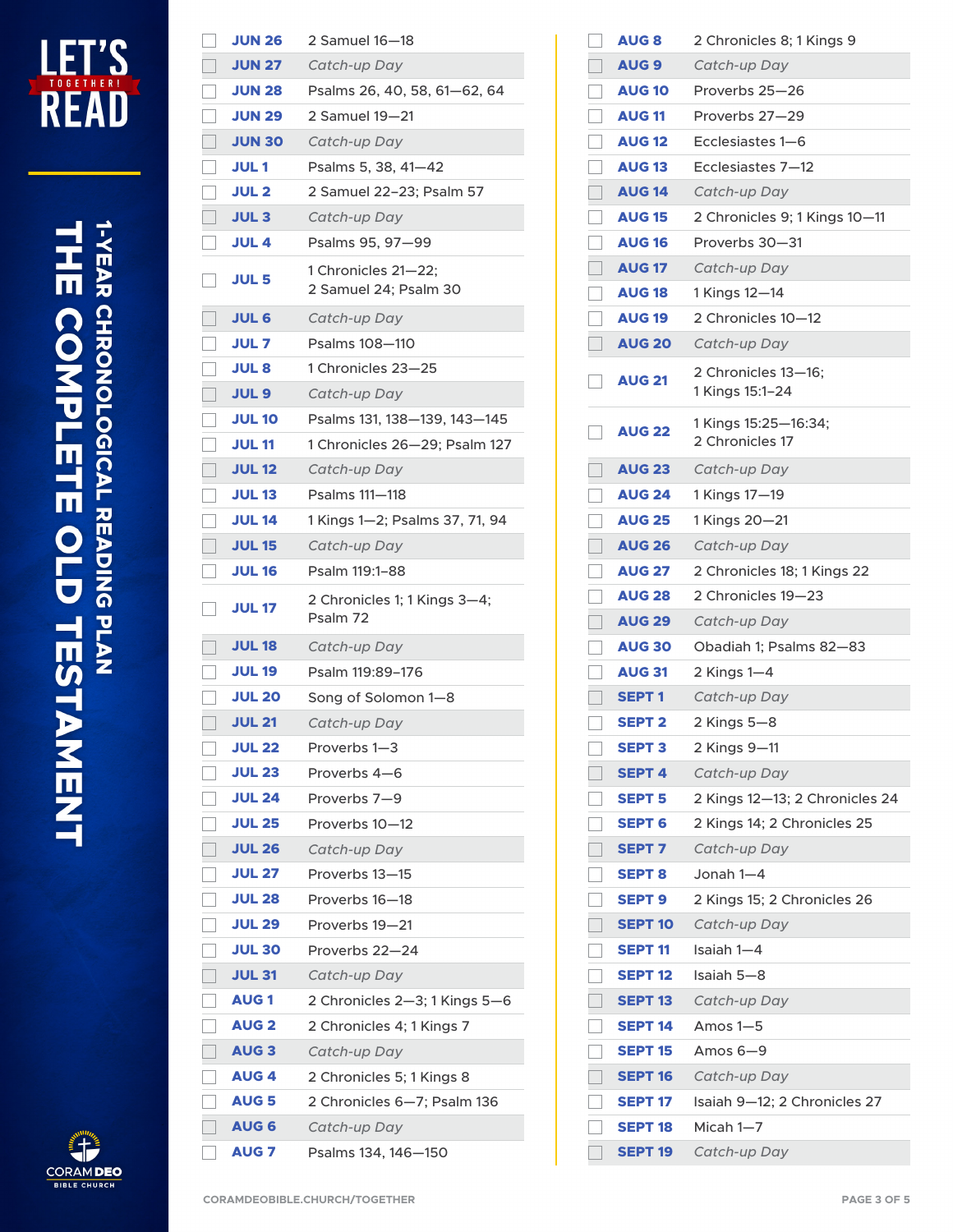# LET'S TOGETHER! READ

## THE COMPLETE OLD TESTAMENT

### 1-YEAR CHRONOLOGICAL READING PLAN

| | Date | Reading |
|---|---|---|
| ☐ | JUN 26 | 2 Samuel 16—18 |
| ☐ | JUN 27 | *Catch-up Day* |
| ☐ | JUN 28 | Psalms 26, 40, 58, 61—62, 64 |
| ☐ | JUN 29 | 2 Samuel 19—21 |
| ☐ | JUN 30 | *Catch-up Day* |
| ☐ | JUL 1 | Psalms 5, 38, 41—42 |
| ☐ | JUL 2 | 2 Samuel 22—23; Psalm 57 |
| ☐ | JUL 3 | *Catch-up Day* |
| ☐ | JUL 4 | Psalms 95, 97—99 |
| ☐ | JUL 5 | 1 Chronicles 21—22; 2 Samuel 24; Psalm 30 |
| ☐ | JUL 6 | *Catch-up Day* |
| ☐ | JUL 7 | Psalms 108—110 |
| ☐ | JUL 8 | 1 Chronicles 23—25 |
| ☐ | JUL 9 | *Catch-up Day* |
| ☐ | JUL 10 | Psalms 131, 138—139, 143—145 |
| ☐ | JUL 11 | 1 Chronicles 26—29; Psalm 127 |
| ☐ | JUL 12 | *Catch-up Day* |
| ☐ | JUL 13 | Psalms 111—118 |
| ☐ | JUL 14 | 1 Kings 1—2; Psalms 37, 71, 94 |
| ☐ | JUL 15 | *Catch-up Day* |
| ☐ | JUL 16 | Psalm 119:1–88 |
| ☐ | JUL 17 | 2 Chronicles 1; 1 Kings 3—4; Psalm 72 |
| ☐ | JUL 18 | *Catch-up Day* |
| ☐ | JUL 19 | Psalm 119:89–176 |
| ☐ | JUL 20 | Song of Solomon 1—8 |
| ☐ | JUL 21 | *Catch-up Day* |
| ☐ | JUL 22 | Proverbs 1—3 |
| ☐ | JUL 23 | Proverbs 4—6 |
| ☐ | JUL 24 | Proverbs 7—9 |
| ☐ | JUL 25 | Proverbs 10—12 |
| ☐ | JUL 26 | *Catch-up Day* |
| ☐ | JUL 27 | Proverbs 13—15 |
| ☐ | JUL 28 | Proverbs 16—18 |
| ☐ | JUL 29 | Proverbs 19—21 |
| ☐ | JUL 30 | Proverbs 22—24 |
| ☐ | JUL 31 | *Catch-up Day* |
| ☐ | AUG 1 | 2 Chronicles 2—3; 1 Kings 5—6 |
| ☐ | AUG 2 | 2 Chronicles 4; 1 Kings 7 |
| ☐ | AUG 3 | *Catch-up Day* |
| ☐ | AUG 4 | 2 Chronicles 5; 1 Kings 8 |
| ☐ | AUG 5 | 2 Chronicles 6—7; Psalm 136 |
| ☐ | AUG 6 | *Catch-up Day* |
| ☐ | AUG 7 | Psalms 134, 146—150 |
| ☐ | AUG 8 | 2 Chronicles 8; 1 Kings 9 |
| ☐ | AUG 9 | *Catch-up Day* |
| ☐ | AUG 10 | Proverbs 25—26 |
| ☐ | AUG 11 | Proverbs 27—29 |
| ☐ | AUG 12 | Ecclesiastes 1—6 |
| ☐ | AUG 13 | Ecclesiastes 7—12 |
| ☐ | AUG 14 | *Catch-up Day* |
| ☐ | AUG 15 | 2 Chronicles 9; 1 Kings 10—11 |
| ☐ | AUG 16 | Proverbs 30—31 |
| ☐ | AUG 17 | *Catch-up Day* |
| ☐ | AUG 18 | 1 Kings 12—14 |
| ☐ | AUG 19 | 2 Chronicles 10—12 |
| ☐ | AUG 20 | *Catch-up Day* |
| ☐ | AUG 21 | 2 Chronicles 13—16; 1 Kings 15:1–24 |
| ☐ | AUG 22 | 1 Kings 15:25—16:34; 2 Chronicles 17 |
| ☐ | AUG 23 | *Catch-up Day* |
| ☐ | AUG 24 | 1 Kings 17—19 |
| ☐ | AUG 25 | 1 Kings 20—21 |
| ☐ | AUG 26 | *Catch-up Day* |
| ☐ | AUG 27 | 2 Chronicles 18; 1 Kings 22 |
| ☐ | AUG 28 | 2 Chronicles 19—23 |
| ☐ | AUG 29 | *Catch-up Day* |
| ☐ | AUG 30 | Obadiah 1; Psalms 82—83 |
| ☐ | AUG 31 | 2 Kings 1—4 |
| ☐ | SEPT 1 | *Catch-up Day* |
| ☐ | SEPT 2 | 2 Kings 5—8 |
| ☐ | SEPT 3 | 2 Kings 9—11 |
| ☐ | SEPT 4 | *Catch-up Day* |
| ☐ | SEPT 5 | 2 Kings 12—13; 2 Chronicles 24 |
| ☐ | SEPT 6 | 2 Kings 14; 2 Chronicles 25 |
| ☐ | SEPT 7 | *Catch-up Day* |
| ☐ | SEPT 8 | Jonah 1—4 |
| ☐ | SEPT 9 | 2 Kings 15; 2 Chronicles 26 |
| ☐ | SEPT 10 | *Catch-up Day* |
| ☐ | SEPT 11 | Isaiah 1—4 |
| ☐ | SEPT 12 | Isaiah 5—8 |
| ☐ | SEPT 13 | *Catch-up Day* |
| ☐ | SEPT 14 | Amos 1—5 |
| ☐ | SEPT 15 | Amos 6—9 |
| ☐ | SEPT 16 | *Catch-up Day* |
| ☐ | SEPT 17 | Isaiah 9—12; 2 Chronicles 27 |
| ☐ | SEPT 18 | Micah 1—7 |
| ☐ | SEPT 19 | *Catch-up Day* |

CORAM DEO BIBLE CHURCH

CORAMDEOBIBLE.CHURCH/TOGETHER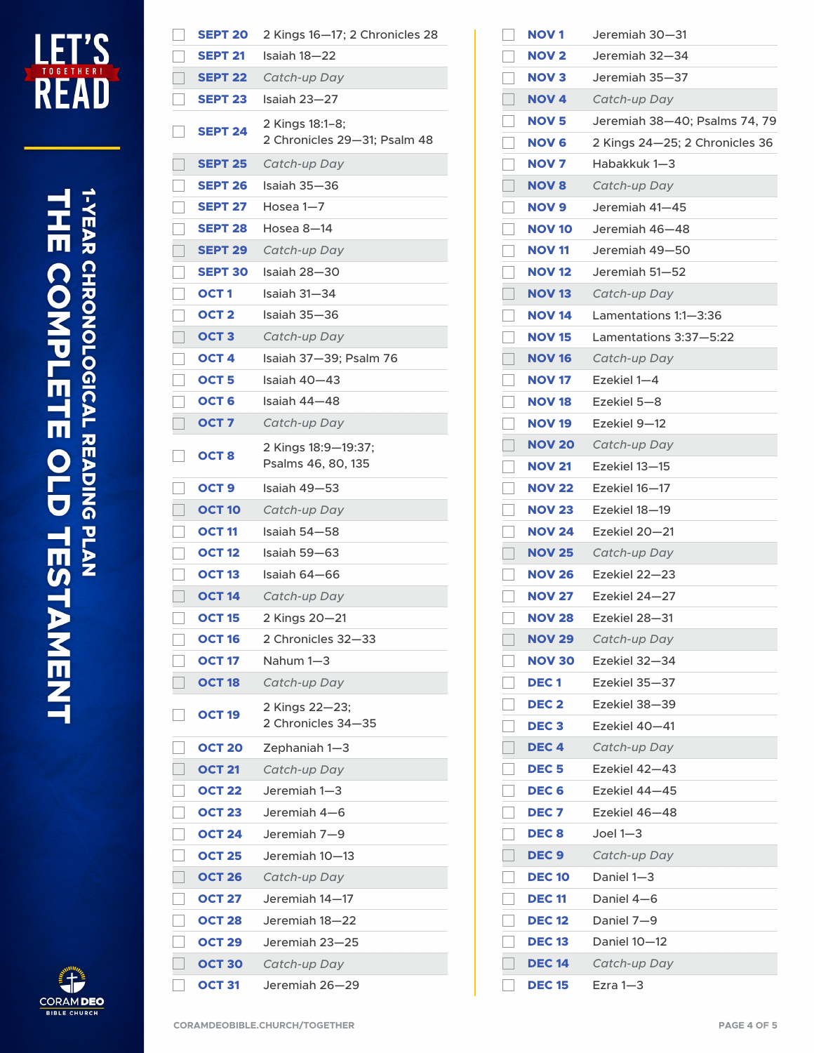# LET'S READ TOGETHER!

## THE COMPLETE OLD TESTAMENT

### 1-YEAR CHRONOLOGICAL READING PLAN

| | Date | Reading |
|---|---|---|
| ☐ | **SEPT 20** | 2 Kings 16—17; 2 Chronicles 28 |
| ☐ | **SEPT 21** | Isaiah 18—22 |
| ☐ | **SEPT 22** | *Catch-up Day* |
| ☐ | **SEPT 23** | Isaiah 23—27 |
| ☐ | **SEPT 24** | 2 Kings 18:1–8; 2 Chronicles 29—31; Psalm 48 |
| ☐ | **SEPT 25** | *Catch-up Day* |
| ☐ | **SEPT 26** | Isaiah 35—36 |
| ☐ | **SEPT 27** | Hosea 1—7 |
| ☐ | **SEPT 28** | Hosea 8—14 |
| ☐ | **SEPT 29** | *Catch-up Day* |
| ☐ | **SEPT 30** | Isaiah 28—30 |
| ☐ | **OCT 1** | Isaiah 31—34 |
| ☐ | **OCT 2** | Isaiah 35—36 |
| ☐ | **OCT 3** | *Catch-up Day* |
| ☐ | **OCT 4** | Isaiah 37—39; Psalm 76 |
| ☐ | **OCT 5** | Isaiah 40—43 |
| ☐ | **OCT 6** | Isaiah 44—48 |
| ☐ | **OCT 7** | *Catch-up Day* |
| ☐ | **OCT 8** | 2 Kings 18:9—19:37; Psalms 46, 80, 135 |
| ☐ | **OCT 9** | Isaiah 49—53 |
| ☐ | **OCT 10** | *Catch-up Day* |
| ☐ | **OCT 11** | Isaiah 54—58 |
| ☐ | **OCT 12** | Isaiah 59—63 |
| ☐ | **OCT 13** | Isaiah 64—66 |
| ☐ | **OCT 14** | *Catch-up Day* |
| ☐ | **OCT 15** | 2 Kings 20—21 |
| ☐ | **OCT 16** | 2 Chronicles 32—33 |
| ☐ | **OCT 17** | Nahum 1—3 |
| ☐ | **OCT 18** | *Catch-up Day* |
| ☐ | **OCT 19** | 2 Kings 22—23; 2 Chronicles 34—35 |
| ☐ | **OCT 20** | Zephaniah 1—3 |
| ☐ | **OCT 21** | *Catch-up Day* |
| ☐ | **OCT 22** | Jeremiah 1—3 |
| ☐ | **OCT 23** | Jeremiah 4—6 |
| ☐ | **OCT 24** | Jeremiah 7—9 |
| ☐ | **OCT 25** | Jeremiah 10—13 |
| ☐ | **OCT 26** | *Catch-up Day* |
| ☐ | **OCT 27** | Jeremiah 14—17 |
| ☐ | **OCT 28** | Jeremiah 18—22 |
| ☐ | **OCT 29** | Jeremiah 23—25 |
| ☐ | **OCT 30** | *Catch-up Day* |
| ☐ | **OCT 31** | Jeremiah 26—29 |
| ☐ | **NOV 1** | Jeremiah 30—31 |
| ☐ | **NOV 2** | Jeremiah 32—34 |
| ☐ | **NOV 3** | Jeremiah 35—37 |
| ☐ | **NOV 4** | *Catch-up Day* |
| ☐ | **NOV 5** | Jeremiah 38—40; Psalms 74, 79 |
| ☐ | **NOV 6** | 2 Kings 24—25; 2 Chronicles 36 |
| ☐ | **NOV 7** | Habakkuk 1—3 |
| ☐ | **NOV 8** | *Catch-up Day* |
| ☐ | **NOV 9** | Jeremiah 41—45 |
| ☐ | **NOV 10** | Jeremiah 46—48 |
| ☐ | **NOV 11** | Jeremiah 49—50 |
| ☐ | **NOV 12** | Jeremiah 51—52 |
| ☐ | **NOV 13** | *Catch-up Day* |
| ☐ | **NOV 14** | Lamentations 1:1—3:36 |
| ☐ | **NOV 15** | Lamentations 3:37—5:22 |
| ☐ | **NOV 16** | *Catch-up Day* |
| ☐ | **NOV 17** | Ezekiel 1—4 |
| ☐ | **NOV 18** | Ezekiel 5—8 |
| ☐ | **NOV 19** | Ezekiel 9—12 |
| ☐ | **NOV 20** | *Catch-up Day* |
| ☐ | **NOV 21** | Ezekiel 13—15 |
| ☐ | **NOV 22** | Ezekiel 16—17 |
| ☐ | **NOV 23** | Ezekiel 18—19 |
| ☐ | **NOV 24** | Ezekiel 20—21 |
| ☐ | **NOV 25** | *Catch-up Day* |
| ☐ | **NOV 26** | Ezekiel 22—23 |
| ☐ | **NOV 27** | Ezekiel 24—27 |
| ☐ | **NOV 28** | Ezekiel 28—31 |
| ☐ | **NOV 29** | *Catch-up Day* |
| ☐ | **NOV 30** | Ezekiel 32—34 |
| ☐ | **DEC 1** | Ezekiel 35—37 |
| ☐ | **DEC 2** | Ezekiel 38—39 |
| ☐ | **DEC 3** | Ezekiel 40—41 |
| ☐ | **DEC 4** | *Catch-up Day* |
| ☐ | **DEC 5** | Ezekiel 42—43 |
| ☐ | **DEC 6** | Ezekiel 44—45 |
| ☐ | **DEC 7** | Ezekiel 46—48 |
| ☐ | **DEC 8** | Joel 1—3 |
| ☐ | **DEC 9** | *Catch-up Day* |
| ☐ | **DEC 10** | Daniel 1—3 |
| ☐ | **DEC 11** | Daniel 4—6 |
| ☐ | **DEC 12** | Daniel 7—9 |
| ☐ | **DEC 13** | Daniel 10—12 |
| ☐ | **DEC 14** | *Catch-up Day* |
| ☐ | **DEC 15** | Ezra 1—3 |

CORAM DEO BIBLE CHURCH

CORAMDEOBIBLE.CHURCH/TOGETHER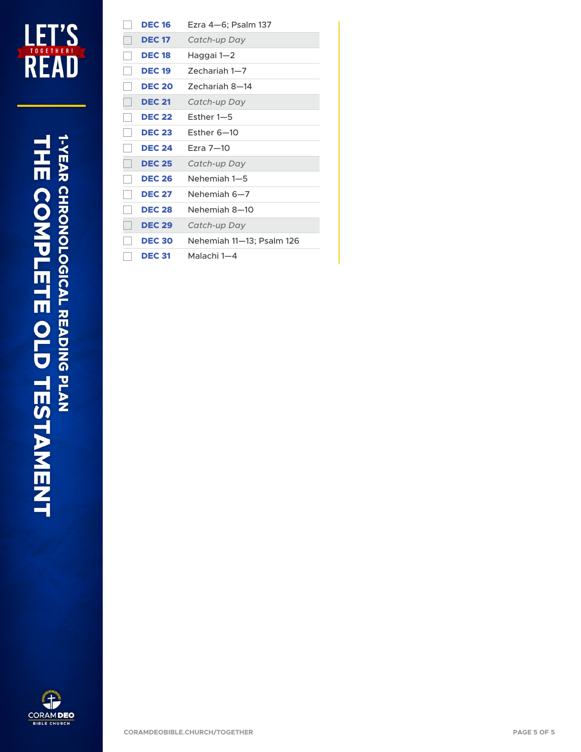# LET'S READ TOGETHER!

## THE COMPLETE OLD TESTAMENT

### 1-YEAR CHRONOLOGICAL READING PLAN

| | | |
|---|---|---|
| ☐ | **DEC 16** | Ezra 4—6; Psalm 137 |
| ☐ | **DEC 17** | *Catch-up Day* |
| ☐ | **DEC 18** | Haggai 1—2 |
| ☐ | **DEC 19** | Zechariah 1—7 |
| ☐ | **DEC 20** | Zechariah 8—14 |
| ☐ | **DEC 21** | *Catch-up Day* |
| ☐ | **DEC 22** | Esther 1—5 |
| ☐ | **DEC 23** | Esther 6—10 |
| ☐ | **DEC 24** | Ezra 7—10 |
| ☐ | **DEC 25** | *Catch-up Day* |
| ☐ | **DEC 26** | Nehemiah 1—5 |
| ☐ | **DEC 27** | Nehemiah 6—7 |
| ☐ | **DEC 28** | Nehemiah 8—10 |
| ☐ | **DEC 29** | *Catch-up Day* |
| ☐ | **DEC 30** | Nehemiah 11—13; Psalm 126 |
| ☐ | **DEC 31** | Malachi 1—4 |

CORAM DEO BIBLE CHURCH

CORAMDEOBIBLE.CHURCH/TOGETHER